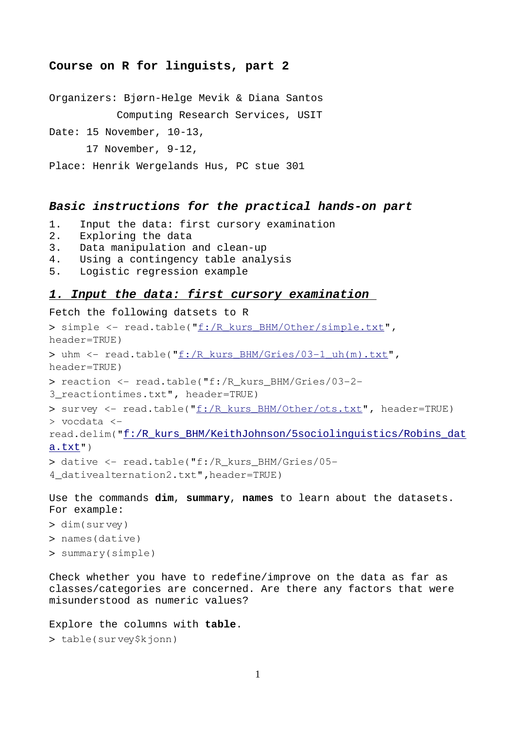# Course on R for linguists, part 2

Organizers: Bjørn-Helge Mevik & Diana Santos
Computing Research Services, USIT
Date: 15 November, 10-13,
17 November, 9-12,
Place: Henrik Wergelands Hus, PC stue 301

## *Basic instructions for the practical hands-on part*

1. Input the data: first cursory examination
2. Exploring the data
3. Data manipulation and clean-up
4. Using a contingency table analysis
5. Logistic regression example

## *1. Input the data: first cursory examination*

Fetch the following datsets to R

```
> simple <- read.table("f:/R_kurs_BHM/Other/simple.txt", header=TRUE)
> uhm <- read.table("f:/R_kurs_BHM/Gries/03-1_uh(m).txt", header=TRUE)
> reaction <- read.table("f:/R_kurs_BHM/Gries/03-2-3_reactiontimes.txt", header=TRUE)
> survey <- read.table("f:/R_kurs_BHM/Other/ots.txt", header=TRUE)
> vocdata <- read.delim("f:/R_kurs_BHM/KeithJohnson/5sociolinguistics/Robins_data.txt")
> dative <- read.table("f:/R_kurs_BHM/Gries/05-4_dativealternation2.txt",header=TRUE)
```

Use the commands **dim**, **summary**, **names** to learn about the datasets. For example:

```
> dim(survey)
> names(dative)
> summary(simple)
```

Check whether you have to redefine/improve on the data as far as classes/categories are concerned. Are there any factors that were misunderstood as numeric values?

Explore the columns with **table**.

```
> table(survey$kjonn)
```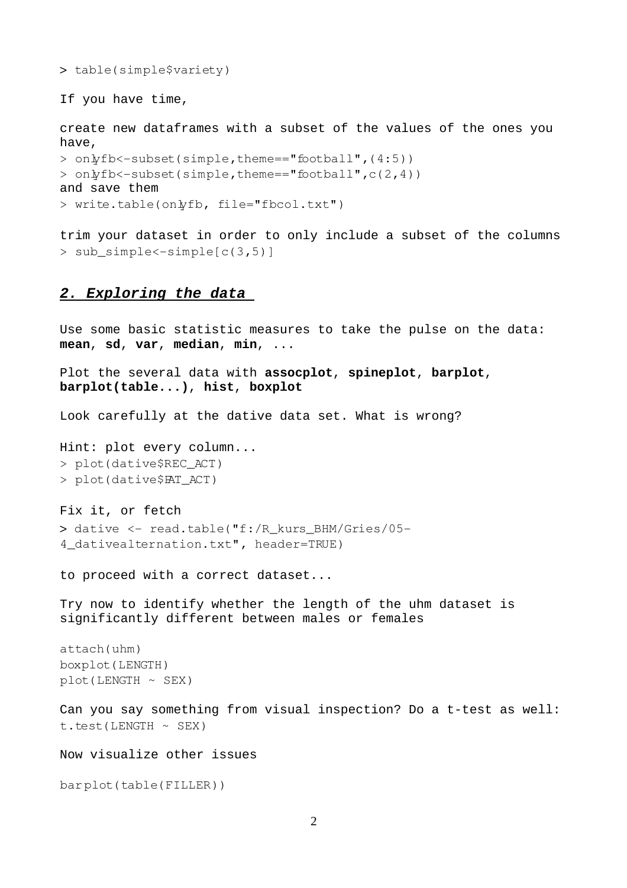```
> table(simple$variety)
```

If you have time,

create new dataframes with a subset of the values of the ones you have,

```
> onlyfb<-subset(simple,theme=="football",(4:5))
> onlyfb<-subset(simple,theme=="football",c(2,4))
```

and save them

```
> write.table(onlyfb, file="fbcol.txt")
```

trim your dataset in order to only include a subset of the columns

```
> sub_simple<-simple[c(3,5)]
```

## ***2. Exploring the data***

Use some basic statistic measures to take the pulse on the data: **mean**, **sd**, **var**, **median**, **min**, ...

Plot the several data with **assocplot**, **spineplot**, **barplot**, **barplot(table...)**, **hist**, **boxplot**

Look carefully at the dative data set. What is wrong?

Hint: plot every column...

```
> plot(dative$REC_ACT)
> plot(dative$PAT_ACT)
```

Fix it, or fetch

```
> dative <- read.table("f:/R_kurs_BHM/Gries/05-4_dativealternation.txt", header=TRUE)
```

to proceed with a correct dataset...

Try now to identify whether the length of the uhm dataset is significantly different between males or females

```
attach(uhm)
boxplot(LENGTH)
plot(LENGTH ~ SEX)
```

Can you say something from visual inspection? Do a t-test as well:

```
t.test(LENGTH ~ SEX)
```

Now visualize other issues

```
barplot(table(FILLER))
```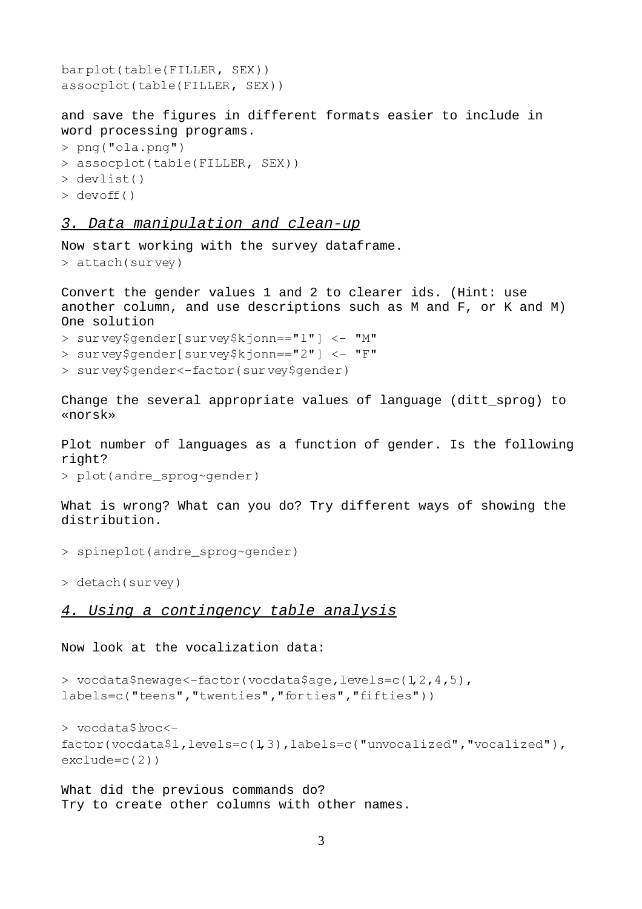```
barplot(table(FILLER, SEX))
assocplot(table(FILLER, SEX))
```

and save the figures in different formats easier to include in word processing programs.

```
> png("ola.png")
> assocplot(table(FILLER, SEX))
> devlist()
> devoff()
```

## *3. Data manipulation and clean-up*

Now start working with the survey dataframe.

```
> attach(survey)
```

Convert the gender values 1 and 2 to clearer ids. (Hint: use another column, and use descriptions such as M and F, or K and M) One solution

```
> survey$gender[survey$kjonn=="1"] <- "M"
> survey$gender[survey$kjonn=="2"] <- "F"
> survey$gender<-factor(survey$gender)
```

Change the several appropriate values of language (ditt_sprog) to «norsk»

Plot number of languages as a function of gender. Is the following right?

```
> plot(andre_sprog~gender)
```

What is wrong? What can you do? Try different ways of showing the distribution.

```
> spineplot(andre_sprog~gender)
```

```
> detach(survey)
```

## *4. Using a contingency table analysis*

Now look at the vocalization data:

```
> vocdata$newage<-factor(vocdata$age,levels=c(1,2,4,5),
labels=c("teens","twenties","forties","fifties"))
```

```
> vocdata$lvoc<-
factor(vocdata$l,levels=c(1,3),labels=c("unvocalized","vocalized"),
exclude=c(2))
```

What did the previous commands do?
Try to create other columns with other names.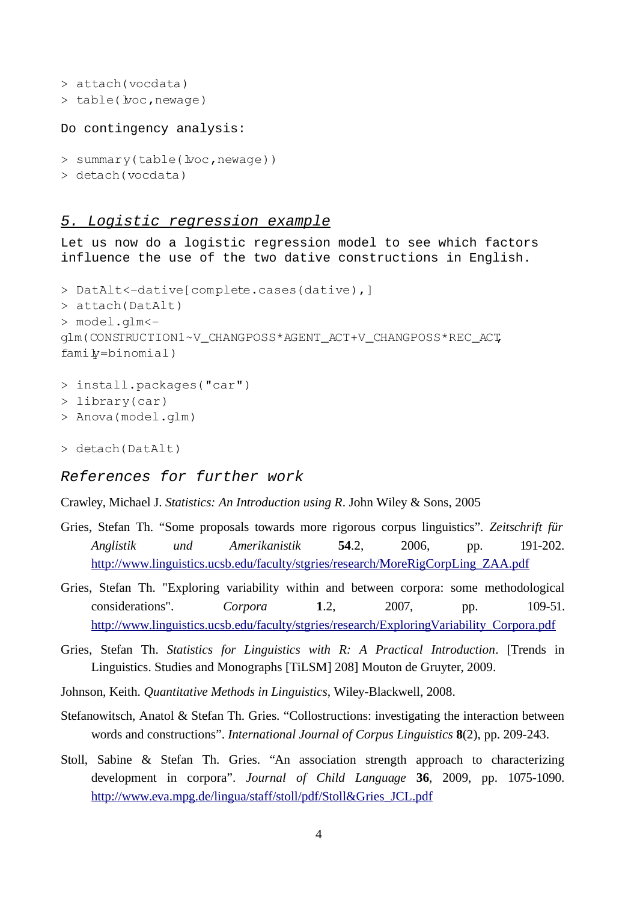```
> attach(vocdata)
> table(lvoc,newage)
```

Do contingency analysis:

```
> summary(table(lvoc,newage))
> detach(vocdata)
```

## *5. Logistic regression example*

Let us now do a logistic regression model to see which factors influence the use of the two dative constructions in English.

```
> DatAlt<-dative[complete.cases(dative),]
> attach(DatAlt)
> model.glm<-
glm(CONSTRUCTION1~V_CHANGPOSS*AGENT_ACT+V_CHANGPOSS*REC_ACT,
family=binomial)
```

```
> install.packages("car")
> library(car)
> Anova(model.glm)
```

```
> detach(DatAlt)
```

## *References for further work*

Crawley, Michael J. *Statistics: An Introduction using R*. John Wiley & Sons, 2005

Gries, Stefan Th. "Some proposals towards more rigorous corpus linguistics". *Zeitschrift für Anglistik und Amerikanistik* **54**.2, 2006, pp. 191-202. http://www.linguistics.ucsb.edu/faculty/stgries/research/MoreRigCorpLing_ZAA.pdf

Gries, Stefan Th. "Exploring variability within and between corpora: some methodological considerations". *Corpora* **1**.2, 2007, pp. 109-51. http://www.linguistics.ucsb.edu/faculty/stgries/research/ExploringVariability_Corpora.pdf

Gries, Stefan Th. *Statistics for Linguistics with R: A Practical Introduction*. [Trends in Linguistics. Studies and Monographs [TiLSM] 208] Mouton de Gruyter, 2009.

Johnson, Keith. *Quantitative Methods in Linguistics*, Wiley-Blackwell, 2008.

Stefanowitsch, Anatol & Stefan Th. Gries. "Collostructions: investigating the interaction between words and constructions". *International Journal of Corpus Linguistics* **8**(2), pp. 209-243.

Stoll, Sabine & Stefan Th. Gries. "An association strength approach to characterizing development in corpora". *Journal of Child Language* **36**, 2009, pp. 1075-1090. http://www.eva.mpg.de/lingua/staff/stoll/pdf/Stoll&Gries_JCL.pdf